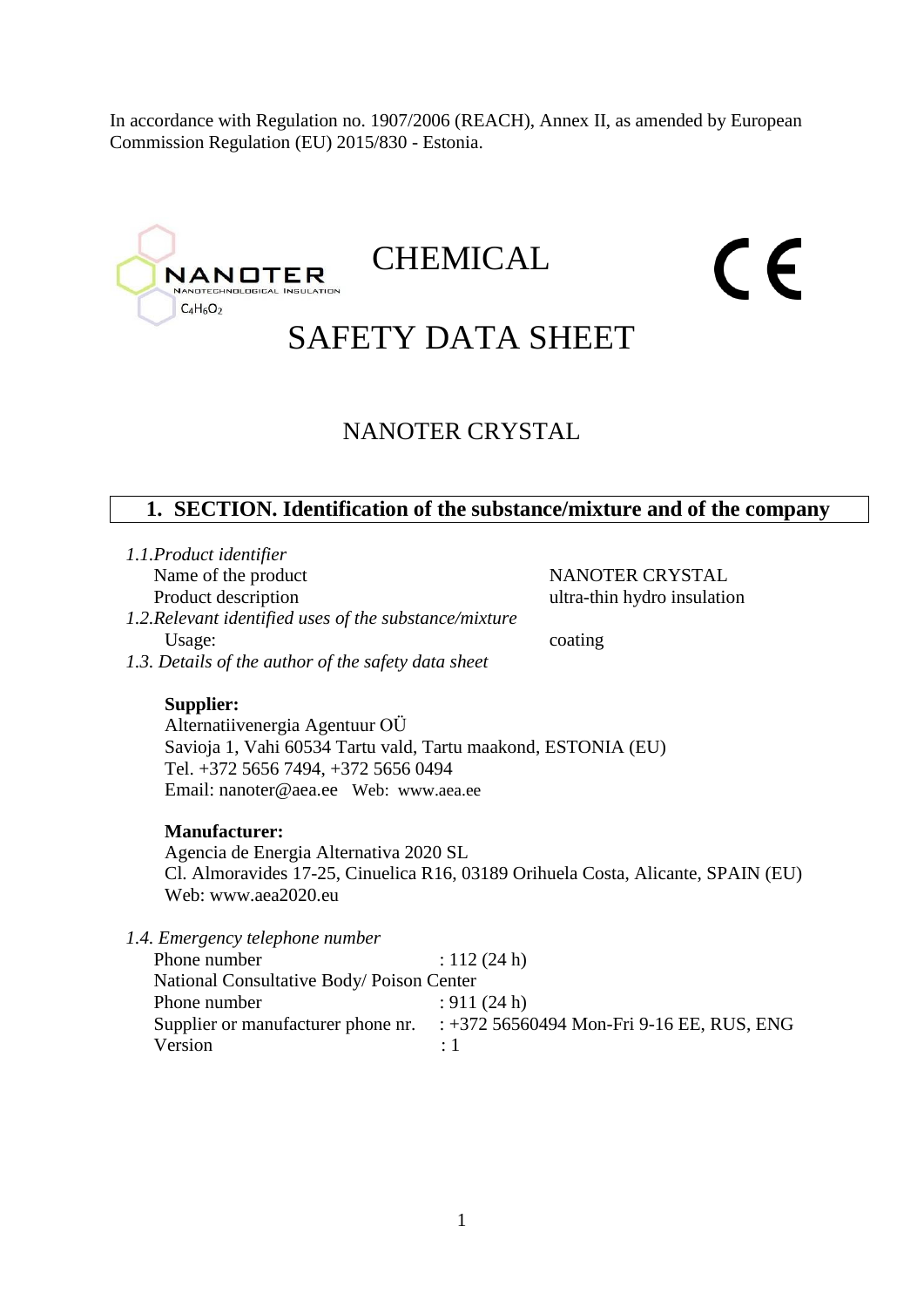In accordance with Regulation no. 1907/2006 (REACH), Annex II, as amended by European Commission Regulation (EU) 2015/830 - Estonia.

NANOTER
NANOTECHNOLOGICAL INSULATION
$C_4H_6O_2$

# CHEMICAL SAFETY DATA SHEET

CE

## NANOTER CRYSTAL

## 1. SECTION. Identification of the substance/mixture and of the company

*1.1.Product identifier*

| | |
|---|---|
| Name of the product | NANOTER CRYSTAL |
| Product description | ultra-thin hydro insulation |

*1.2.Relevant identified uses of the substance/mixture*

| | |
|---|---|
| Usage: | coating |

*1.3. Details of the author of the safety data sheet*

**Supplier:**
Alternatiivenergia Agentuur OÜ
Savioja 1, Vahi 60534 Tartu vald, Tartu maakond, ESTONIA (EU)
Tel. +372 5656 7494, +372 5656 0494
Email: nanoter@aea.ee Web: www.aea.ee

**Manufacturer:**
Agencia de Energia Alternativa 2020 SL
Cl. Almoravides 17-25, Cinuelica R16, 03189 Orihuela Costa, Alicante, SPAIN (EU)
Web: www.aea2020.eu

*1.4. Emergency telephone number*

Phone number : 112 (24 h)
National Consultative Body/ Poison Center
Phone number : 911 (24 h)
Supplier or manufacturer phone nr. : +372 56560494 Mon-Fri 9-16 EE, RUS, ENG
Version : 1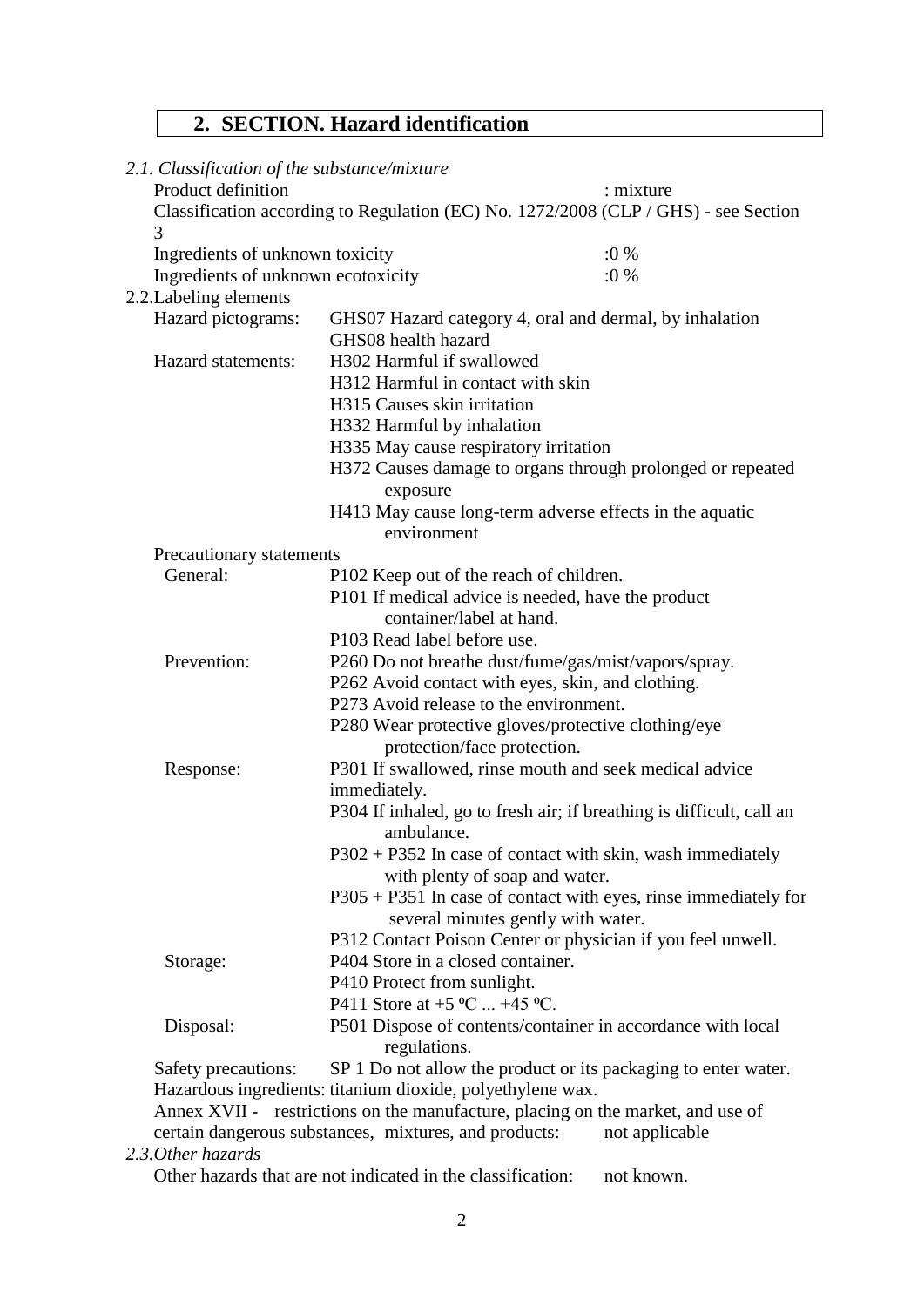# 2. SECTION. Hazard identification

*2.1. Classification of the substance/mixture*

Product definition : mixture

Classification according to Regulation (EC) No. 1272/2008 (CLP / GHS) - see Section 3

Ingredients of unknown toxicity :0 %

Ingredients of unknown ecotoxicity :0 %

2.2.Labeling elements

Hazard pictograms: GHS07 Hazard category 4, oral and dermal, by inhalation
GHS08 health hazard

Hazard statements:
- H302 Harmful if swallowed
- H312 Harmful in contact with skin
- H315 Causes skin irritation
- H332 Harmful by inhalation
- H335 May cause respiratory irritation
- H372 Causes damage to organs through prolonged or repeated exposure
- H413 May cause long-term adverse effects in the aquatic environment

Precautionary statements

General:
- P102 Keep out of the reach of children.
- P101 If medical advice is needed, have the product container/label at hand.
- P103 Read label before use.

Prevention:
- P260 Do not breathe dust/fume/gas/mist/vapors/spray.
- P262 Avoid contact with eyes, skin, and clothing.
- P273 Avoid release to the environment.
- P280 Wear protective gloves/protective clothing/eye protection/face protection.

Response:
- P301 If swallowed, rinse mouth and seek medical advice immediately.
- P304 If inhaled, go to fresh air; if breathing is difficult, call an ambulance.
- P302 + P352 In case of contact with skin, wash immediately with plenty of soap and water.
- P305 + P351 In case of contact with eyes, rinse immediately for several minutes gently with water.
- P312 Contact Poison Center or physician if you feel unwell.

Storage:
- P404 Store in a closed container.
- P410 Protect from sunlight.
- P411 Store at +5 ºC ... +45 ºC.

Disposal:
- P501 Dispose of contents/container in accordance with local regulations.

Safety precautions: SP 1 Do not allow the product or its packaging to enter water.

Hazardous ingredients: titanium dioxide, polyethylene wax.

Annex XVII - restrictions on the manufacture, placing on the market, and use of certain dangerous substances, mixtures, and products: not applicable

*2.3.Other hazards*

Other hazards that are not indicated in the classification: not known.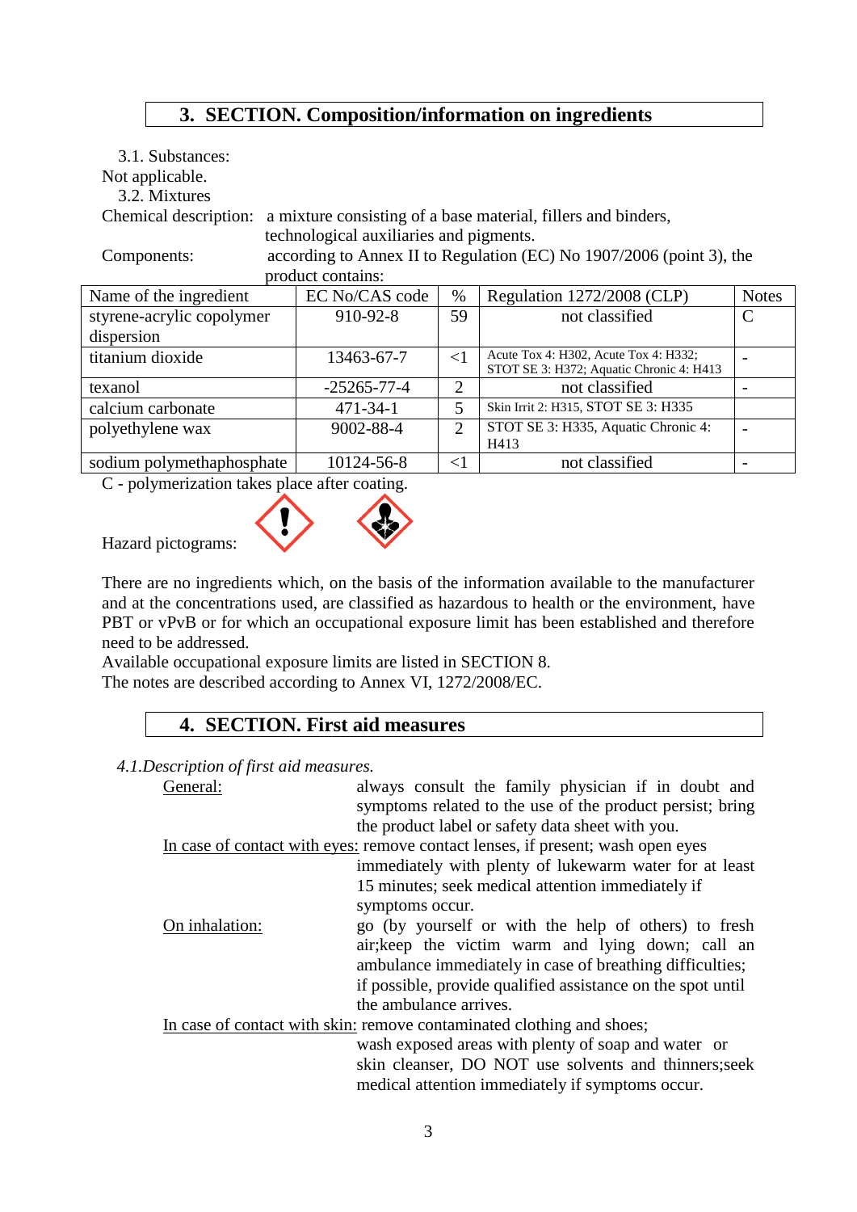## 3. SECTION. Composition/information on ingredients

3.1. Substances:

Not applicable.

3.2. Mixtures

Chemical description: a mixture consisting of a base material, fillers and binders, technological auxiliaries and pigments.

Components: according to Annex II to Regulation (EC) No 1907/2006 (point 3), the product contains:

| Name of the ingredient | EC No/CAS code | % | Regulation 1272/2008 (CLP) | Notes |
|---|---|---|---|---|
| styrene-acrylic copolymer dispersion | 910-92-8 | 59 | not classified | C |
| titanium dioxide | 13463-67-7 | <1 | Acute Tox 4: H302, Acute Tox 4: H332; STOT SE 3: H372; Aquatic Chronic 4: H413 | - |
| texanol | -25265-77-4 | 2 | not classified | - |
| calcium carbonate | 471-34-1 | 5 | Skin Irrit 2: H315, STOT SE 3: H335 | |
| polyethylene wax | 9002-88-4 | 2 | STOT SE 3: H335, Aquatic Chronic 4: H413 | - |
| sodium polymethaphosphate | 10124-56-8 | <1 | not classified | - |

C - polymerization takes place after coating.

Hazard pictograms:

There are no ingredients which, on the basis of the information available to the manufacturer and at the concentrations used, are classified as hazardous to health or the environment, have PBT or vPvB or for which an occupational exposure limit has been established and therefore need to be addressed.

Available occupational exposure limits are listed in SECTION 8.

The notes are described according to Annex VI, 1272/2008/EC.

## 4. SECTION. First aid measures

*4.1.Description of first aid measures.*

General: always consult the family physician if in doubt and symptoms related to the use of the product persist; bring the product label or safety data sheet with you.

In case of contact with eyes: remove contact lenses, if present; wash open eyes immediately with plenty of lukewarm water for at least 15 minutes; seek medical attention immediately if symptoms occur.

On inhalation: go (by yourself or with the help of others) to fresh air;keep the victim warm and lying down; call an ambulance immediately in case of breathing difficulties; if possible, provide qualified assistance on the spot until the ambulance arrives.

In case of contact with skin: remove contaminated clothing and shoes; wash exposed areas with plenty of soap and water or skin cleanser, DO NOT use solvents and thinners;seek medical attention immediately if symptoms occur.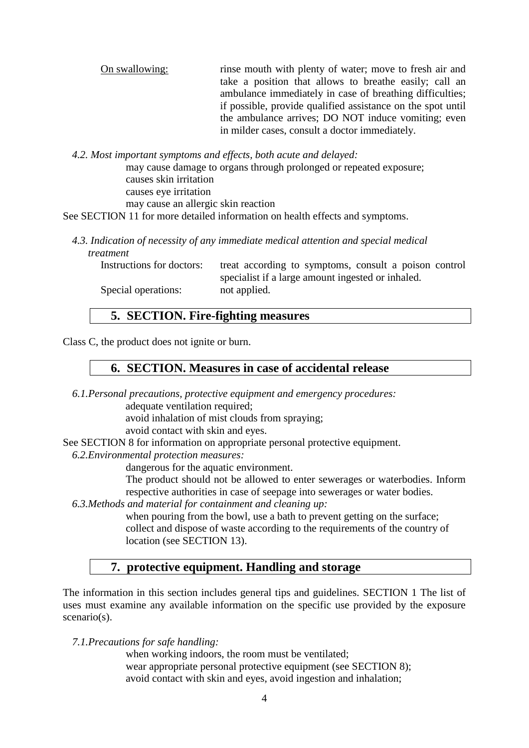On swallowing: rinse mouth with plenty of water; move to fresh air and take a position that allows to breathe easily; call an ambulance immediately in case of breathing difficulties; if possible, provide qualified assistance on the spot until the ambulance arrives; DO NOT induce vomiting; even in milder cases, consult a doctor immediately.

*4.2. Most important symptoms and effects, both acute and delayed:*

may cause damage to organs through prolonged or repeated exposure;
causes skin irritation
causes eye irritation
may cause an allergic skin reaction

See SECTION 11 for more detailed information on health effects and symptoms.

*4.3. Indication of necessity of any immediate medical attention and special medical treatment*

Instructions for doctors: treat according to symptoms, consult a poison control specialist if a large amount ingested or inhaled.

Special operations: not applied.

## 5. SECTION. Fire-fighting measures

Class C, the product does not ignite or burn.

## 6. SECTION. Measures in case of accidental release

*6.1.Personal precautions, protective equipment and emergency procedures:*

adequate ventilation required;
avoid inhalation of mist clouds from spraying;
avoid contact with skin and eyes.

See SECTION 8 for information on appropriate personal protective equipment.

*6.2.Environmental protection measures:*

dangerous for the aquatic environment.
The product should not be allowed to enter sewerages or waterbodies. Inform respective authorities in case of seepage into sewerages or water bodies.

*6.3.Methods and material for containment and cleaning up:*

when pouring from the bowl, use a bath to prevent getting on the surface;
collect and dispose of waste according to the requirements of the country of location (see SECTION 13).

## 7. protective equipment. Handling and storage

The information in this section includes general tips and guidelines. SECTION 1 The list of uses must examine any available information on the specific use provided by the exposure scenario(s).

*7.1.Precautions for safe handling:*

when working indoors, the room must be ventilated;
wear appropriate personal protective equipment (see SECTION 8);
avoid contact with skin and eyes, avoid ingestion and inhalation;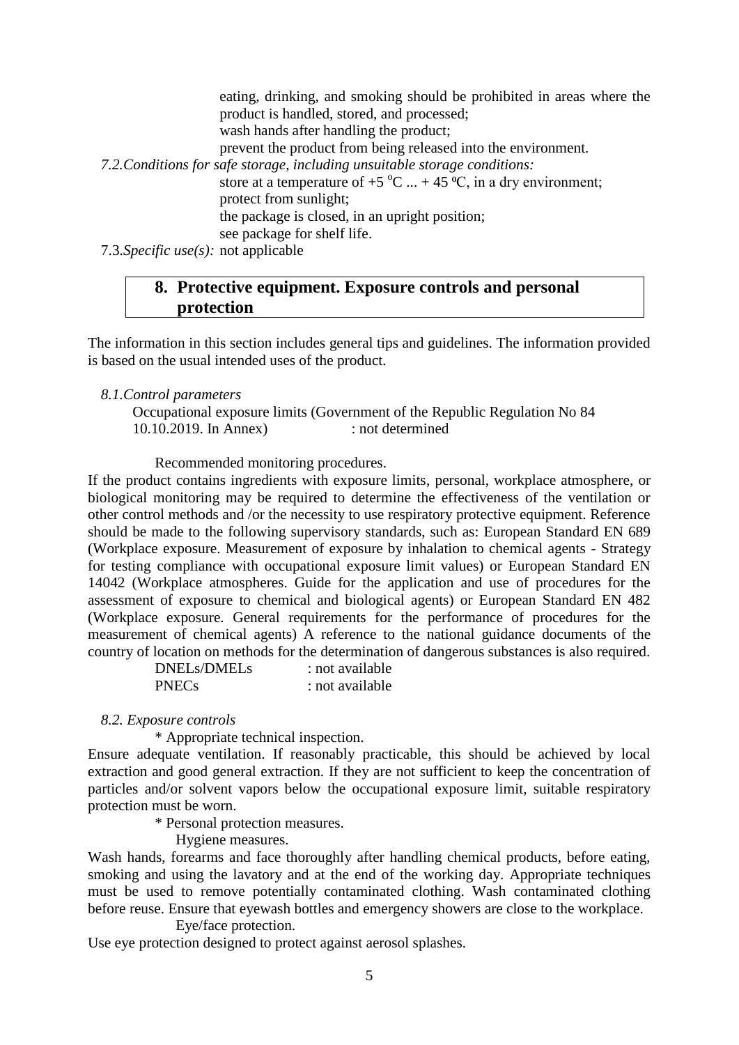eating, drinking, and smoking should be prohibited in areas where the product is handled, stored, and processed;

wash hands after handling the product;

prevent the product from being released into the environment.

*7.2.Conditions for safe storage, including unsuitable storage conditions:*

store at a temperature of +5 °C ... + 45 ºC, in a dry environment;

protect from sunlight;

the package is closed, in an upright position;

see package for shelf life.

7.3.*Specific use(s):* not applicable

## 8. Protective equipment. Exposure controls and personal protection

The information in this section includes general tips and guidelines. The information provided is based on the usual intended uses of the product.

*8.1.Control parameters*

Occupational exposure limits (Government of the Republic Regulation No 84 10.10.2019. In Annex) : not determined

Recommended monitoring procedures.

If the product contains ingredients with exposure limits, personal, workplace atmosphere, or biological monitoring may be required to determine the effectiveness of the ventilation or other control methods and /or the necessity to use respiratory protective equipment. Reference should be made to the following supervisory standards, such as: European Standard EN 689 (Workplace exposure. Measurement of exposure by inhalation to chemical agents - Strategy for testing compliance with occupational exposure limit values) or European Standard EN 14042 (Workplace atmospheres. Guide for the application and use of procedures for the assessment of exposure to chemical and biological agents) or European Standard EN 482 (Workplace exposure. General requirements for the performance of procedures for the measurement of chemical agents) A reference to the national guidance documents of the country of location on methods for the determination of dangerous substances is also required.

DNELs/DMELs : not available

PNECs : not available

*8.2. Exposure controls*

\* Appropriate technical inspection.

Ensure adequate ventilation. If reasonably practicable, this should be achieved by local extraction and good general extraction. If they are not sufficient to keep the concentration of particles and/or solvent vapors below the occupational exposure limit, suitable respiratory protection must be worn.

\* Personal protection measures.

Hygiene measures.

Wash hands, forearms and face thoroughly after handling chemical products, before eating, smoking and using the lavatory and at the end of the working day. Appropriate techniques must be used to remove potentially contaminated clothing. Wash contaminated clothing before reuse. Ensure that eyewash bottles and emergency showers are close to the workplace.

Eye/face protection.

Use eye protection designed to protect against aerosol splashes.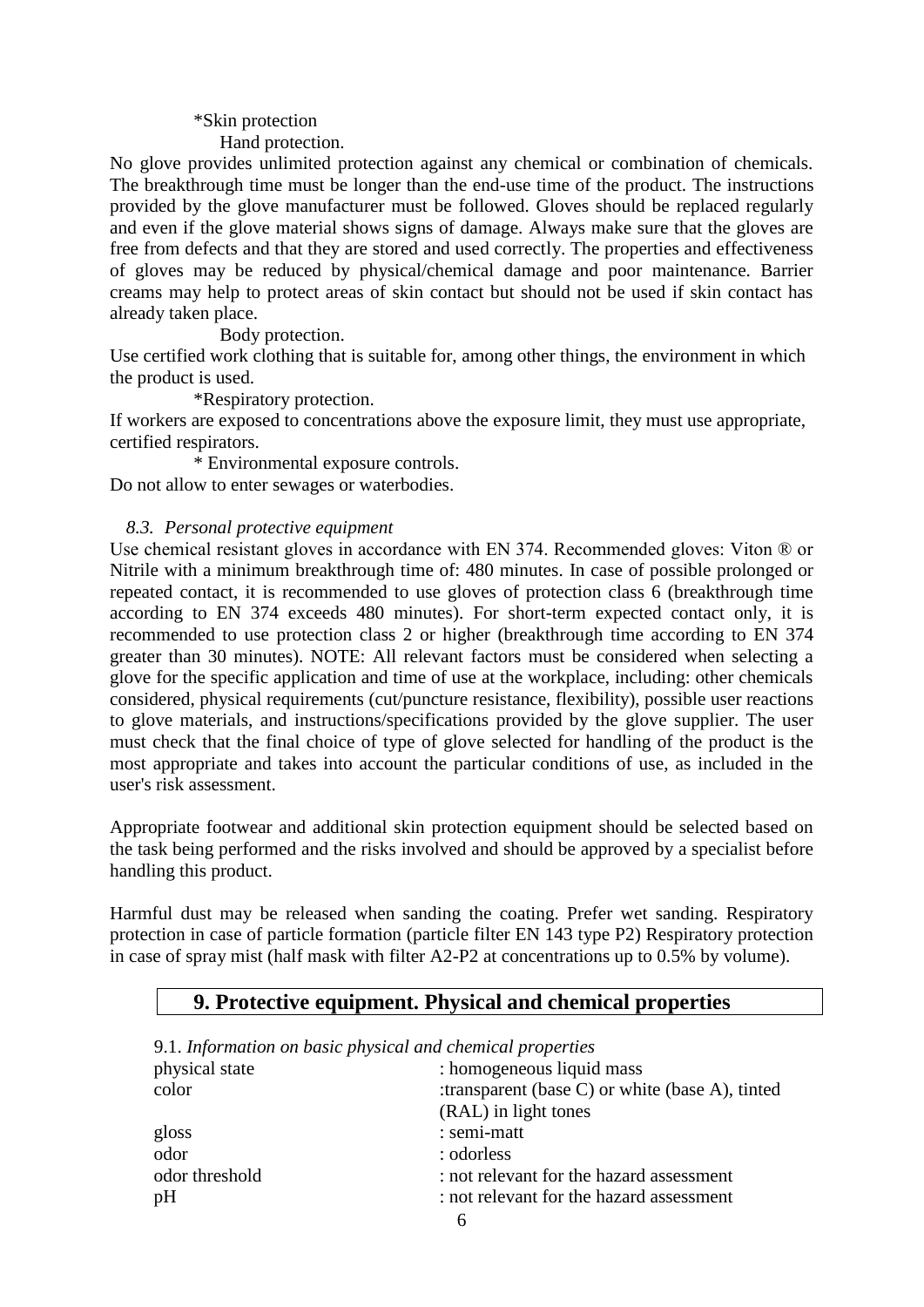*Skin protection

Hand protection.

No glove provides unlimited protection against any chemical or combination of chemicals. The breakthrough time must be longer than the end-use time of the product. The instructions provided by the glove manufacturer must be followed. Gloves should be replaced regularly and even if the glove material shows signs of damage. Always make sure that the gloves are free from defects and that they are stored and used correctly. The properties and effectiveness of gloves may be reduced by physical/chemical damage and poor maintenance. Barrier creams may help to protect areas of skin contact but should not be used if skin contact has already taken place.

Body protection.

Use certified work clothing that is suitable for, among other things, the environment in which the product is used.

*Respiratory protection.

If workers are exposed to concentrations above the exposure limit, they must use appropriate, certified respirators.

* Environmental exposure controls.

Do not allow to enter sewages or waterbodies.

*8.3. Personal protective equipment*

Use chemical resistant gloves in accordance with EN 374. Recommended gloves: Viton ® or Nitrile with a minimum breakthrough time of: 480 minutes. In case of possible prolonged or repeated contact, it is recommended to use gloves of protection class 6 (breakthrough time according to EN 374 exceeds 480 minutes). For short-term expected contact only, it is recommended to use protection class 2 or higher (breakthrough time according to EN 374 greater than 30 minutes). NOTE: All relevant factors must be considered when selecting a glove for the specific application and time of use at the workplace, including: other chemicals considered, physical requirements (cut/puncture resistance, flexibility), possible user reactions to glove materials, and instructions/specifications provided by the glove supplier. The user must check that the final choice of type of glove selected for handling of the product is the most appropriate and takes into account the particular conditions of use, as included in the user's risk assessment.

Appropriate footwear and additional skin protection equipment should be selected based on the task being performed and the risks involved and should be approved by a specialist before handling this product.

Harmful dust may be released when sanding the coating. Prefer wet sanding. Respiratory protection in case of particle formation (particle filter EN 143 type P2) Respiratory protection in case of spray mist (half mask with filter A2-P2 at concentrations up to 0.5% by volume).

## 9. Protective equipment. Physical and chemical properties

9.1. *Information on basic physical and chemical properties*

| | |
|---|---|
| physical state | : homogeneous liquid mass |
| color | :transparent (base C) or white (base A), tinted (RAL) in light tones |
| gloss | : semi-matt |
| odor | : odorless |
| odor threshold | : not relevant for the hazard assessment |
| pH | : not relevant for the hazard assessment |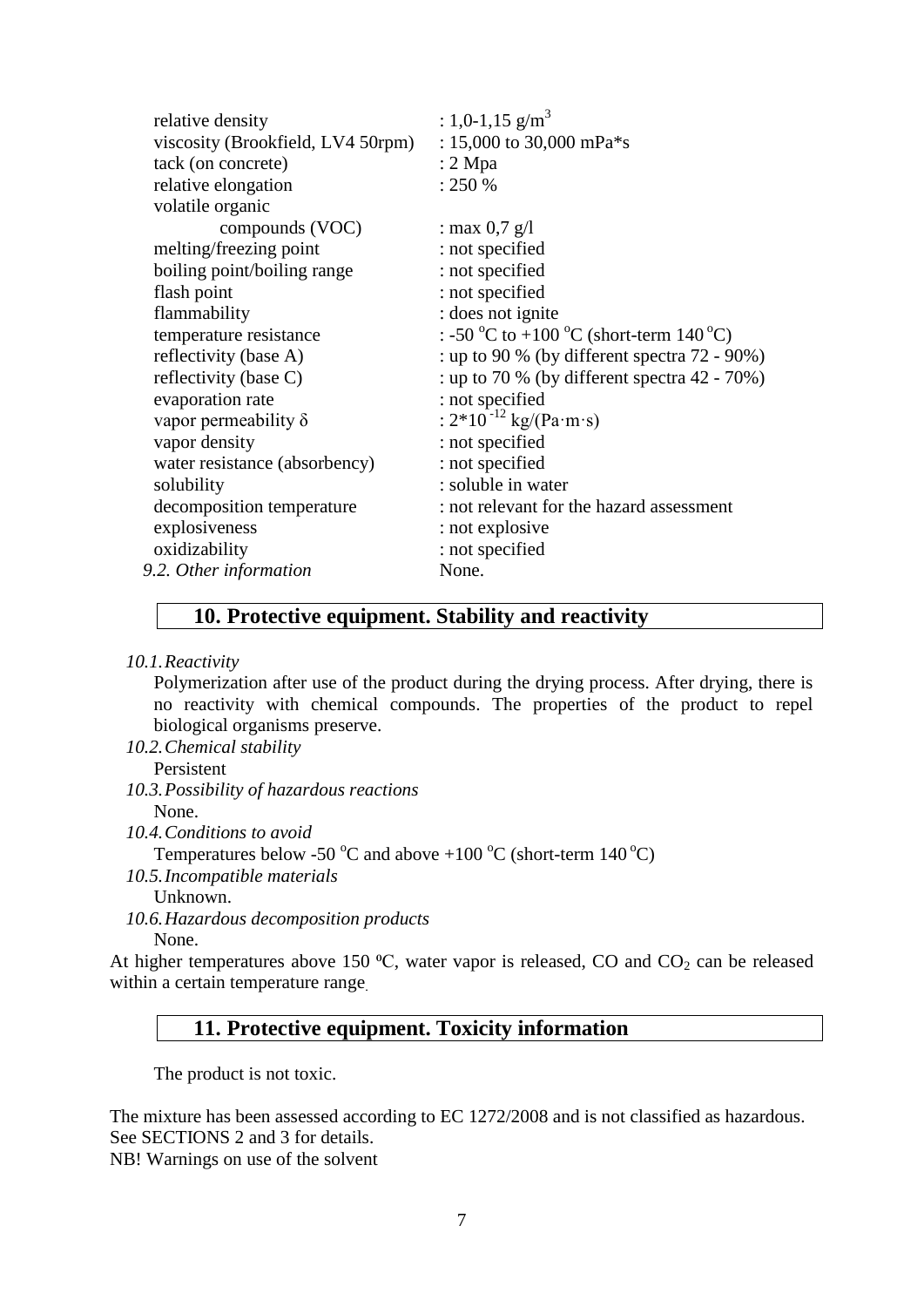relative density : 1,0-1,15 g/m$^3$
viscosity (Brookfield, LV4 50rpm) : 15,000 to 30,000 mPa*s
tack (on concrete) : 2 Mpa
relative elongation : 250 %
volatile organic compounds (VOC) : max 0,7 g/l
melting/freezing point : not specified
boiling point/boiling range : not specified
flash point : not specified
flammability : does not ignite
temperature resistance : -50 $^o$C to +100 $^o$C (short-term 140 $^o$C)
reflectivity (base A) : up to 90 % (by different spectra 72 - 90%)
reflectivity (base C) : up to 70 % (by different spectra 42 - 70%)
evaporation rate : not specified
vapor permeability δ : $2*10^{-12}$ kg/(Pa·m·s)
vapor density : not specified
water resistance (absorbency) : not specified
solubility : soluble in water
decomposition temperature : not relevant for the hazard assessment
explosiveness : not explosive
oxidizability : not specified

*9.2. Other information* None.

## 10. Protective equipment. Stability and reactivity

*10.1. Reactivity*

Polymerization after use of the product during the drying process. After drying, there is no reactivity with chemical compounds. The properties of the product to repel biological organisms preserve.

*10.2. Chemical stability*

Persistent

*10.3. Possibility of hazardous reactions*

None.

*10.4. Conditions to avoid*

Temperatures below -50 $^o$C and above +100 $^o$C (short-term 140 $^o$C)

*10.5. Incompatible materials*

Unknown.

*10.6. Hazardous decomposition products*

None.

At higher temperatures above 150 ºC, water vapor is released, CO and $CO_2$ can be released within a certain temperature range.

## 11. Protective equipment. Toxicity information

The product is not toxic.

The mixture has been assessed according to EC 1272/2008 and is not classified as hazardous. See SECTIONS 2 and 3 for details.
NB! Warnings on use of the solvent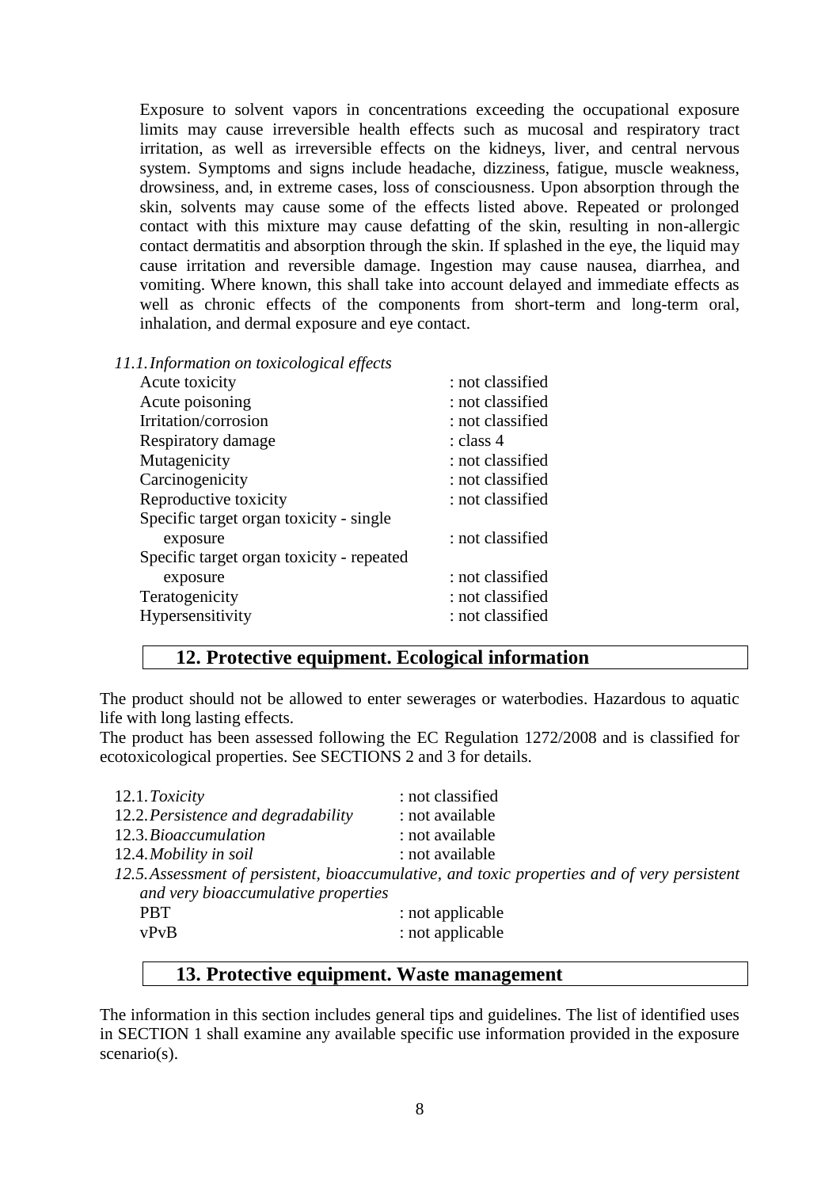Exposure to solvent vapors in concentrations exceeding the occupational exposure limits may cause irreversible health effects such as mucosal and respiratory tract irritation, as well as irreversible effects on the kidneys, liver, and central nervous system. Symptoms and signs include headache, dizziness, fatigue, muscle weakness, drowsiness, and, in extreme cases, loss of consciousness. Upon absorption through the skin, solvents may cause some of the effects listed above. Repeated or prolonged contact with this mixture may cause defatting of the skin, resulting in non-allergic contact dermatitis and absorption through the skin. If splashed in the eye, the liquid may cause irritation and reversible damage. Ingestion may cause nausea, diarrhea, and vomiting. Where known, this shall take into account delayed and immediate effects as well as chronic effects of the components from short-term and long-term oral, inhalation, and dermal exposure and eye contact.

*11.1. Information on toxicological effects*

| | |
|---|---|
| Acute toxicity | : not classified |
| Acute poisoning | : not classified |
| Irritation/corrosion | : not classified |
| Respiratory damage | : class 4 |
| Mutagenicity | : not classified |
| Carcinogenicity | : not classified |
| Reproductive toxicity | : not classified |
| Specific target organ toxicity - single exposure | : not classified |
| Specific target organ toxicity - repeated exposure | : not classified |
| Teratogenicity | : not classified |
| Hypersensitivity | : not classified |

## 12. Protective equipment. Ecological information

The product should not be allowed to enter sewerages or waterbodies. Hazardous to aquatic life with long lasting effects.
The product has been assessed following the EC Regulation 1272/2008 and is classified for ecotoxicological properties. See SECTIONS 2 and 3 for details.

| | |
|---|---|
| 12.1. *Toxicity* | : not classified |
| 12.2. *Persistence and degradability* | : not available |
| 12.3. *Bioaccumulation* | : not available |
| 12.4. *Mobility in soil* | : not available |

*12.5. Assessment of persistent, bioaccumulative, and toxic properties and of very persistent and very bioaccumulative properties*

| | |
|---|---|
| PBT | : not applicable |
| vPvB | : not applicable |

## 13. Protective equipment. Waste management

The information in this section includes general tips and guidelines. The list of identified uses in SECTION 1 shall examine any available specific use information provided in the exposure scenario(s).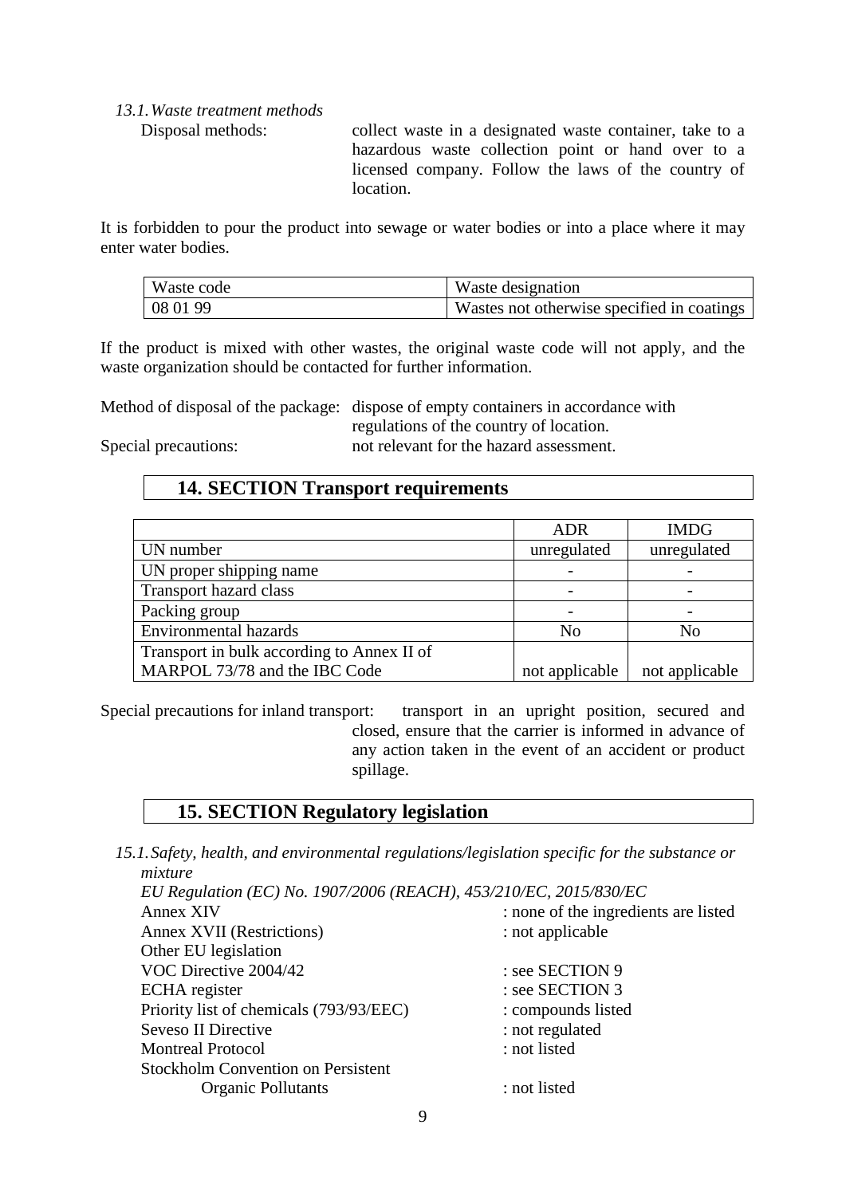*13.1. Waste treatment methods*

Disposal methods: collect waste in a designated waste container, take to a hazardous waste collection point or hand over to a licensed company. Follow the laws of the country of location.

It is forbidden to pour the product into sewage or water bodies or into a place where it may enter water bodies.

| Waste code | Waste designation |
|---|---|
| 08 01 99 | Wastes not otherwise specified in coatings |

If the product is mixed with other wastes, the original waste code will not apply, and the waste organization should be contacted for further information.

Method of disposal of the package: dispose of empty containers in accordance with regulations of the country of location.

Special precautions: not relevant for the hazard assessment.

## 14. SECTION Transport requirements

| | ADR | IMDG |
|---|---|---|
| UN number | unregulated | unregulated |
| UN proper shipping name | - | - |
| Transport hazard class | - | - |
| Packing group | - | - |
| Environmental hazards | No | No |
| Transport in bulk according to Annex II of MARPOL 73/78 and the IBC Code | not applicable | not applicable |

Special precautions for inland transport: transport in an upright position, secured and closed, ensure that the carrier is informed in advance of any action taken in the event of an accident or product spillage.

## 15. SECTION Regulatory legislation

*15.1. Safety, health, and environmental regulations/legislation specific for the substance or mixture*

*EU Regulation (EC) No. 1907/2006 (REACH), 453/210/EC, 2015/830/EC*

- Annex XIV : none of the ingredients are listed
- Annex XVII (Restrictions) : not applicable

Other EU legislation

- VOC Directive 2004/42 : see SECTION 9
- ECHA register : see SECTION 3
- Priority list of chemicals (793/93/EEC) : compounds listed
- Seveso II Directive : not regulated
- Montreal Protocol : not listed
- Stockholm Convention on Persistent Organic Pollutants : not listed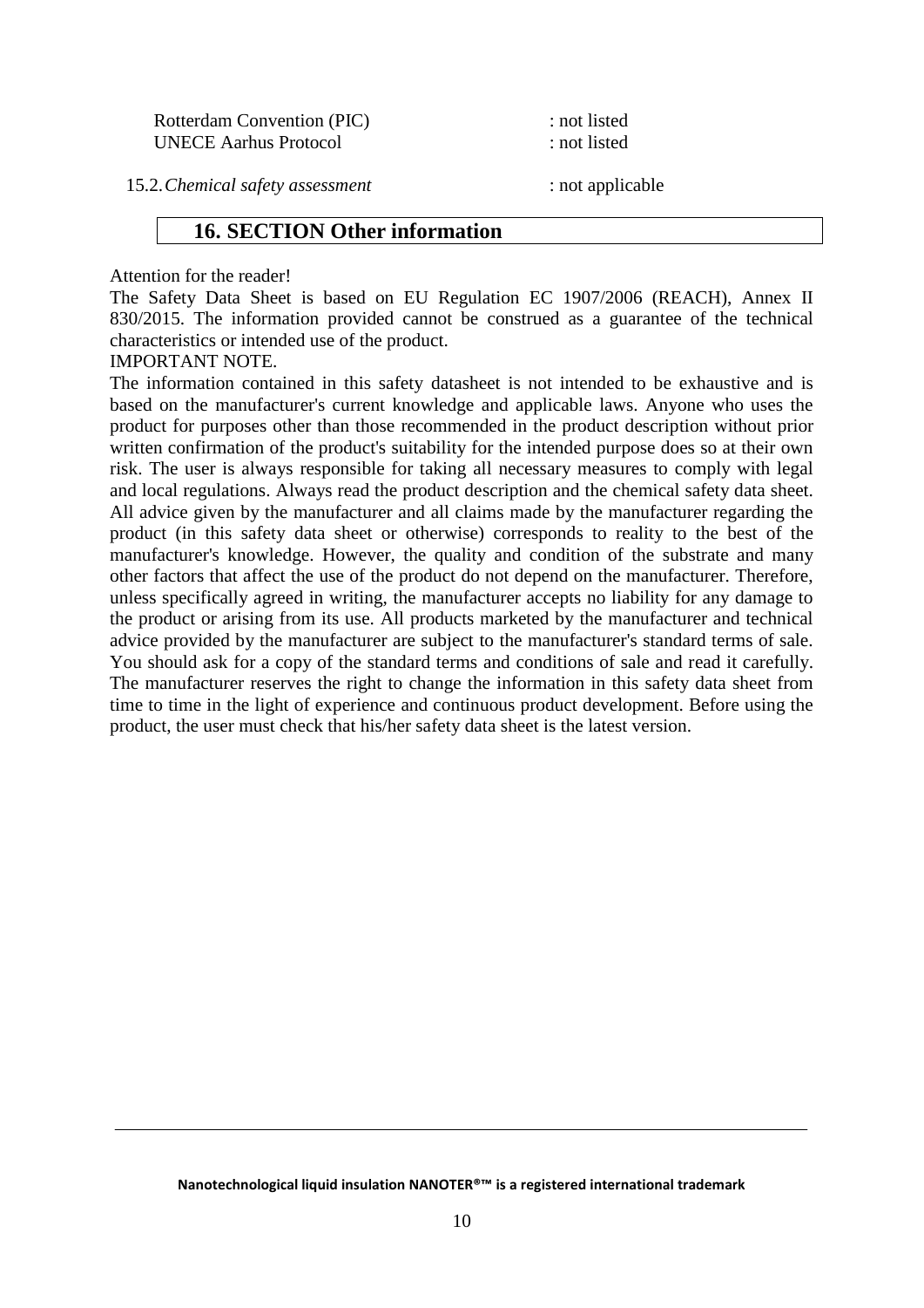Rotterdam Convention (PIC) : not listed
UNECE Aarhus Protocol : not listed

15.2. *Chemical safety assessment* : not applicable

## 16. SECTION Other information

Attention for the reader!

The Safety Data Sheet is based on EU Regulation EC 1907/2006 (REACH), Annex II 830/2015. The information provided cannot be construed as a guarantee of the technical characteristics or intended use of the product.

IMPORTANT NOTE.

The information contained in this safety datasheet is not intended to be exhaustive and is based on the manufacturer's current knowledge and applicable laws. Anyone who uses the product for purposes other than those recommended in the product description without prior written confirmation of the product's suitability for the intended purpose does so at their own risk. The user is always responsible for taking all necessary measures to comply with legal and local regulations. Always read the product description and the chemical safety data sheet. All advice given by the manufacturer and all claims made by the manufacturer regarding the product (in this safety data sheet or otherwise) corresponds to reality to the best of the manufacturer's knowledge. However, the quality and condition of the substrate and many other factors that affect the use of the product do not depend on the manufacturer. Therefore, unless specifically agreed in writing, the manufacturer accepts no liability for any damage to the product or arising from its use. All products marketed by the manufacturer and technical advice provided by the manufacturer are subject to the manufacturer's standard terms of sale. You should ask for a copy of the standard terms and conditions of sale and read it carefully. The manufacturer reserves the right to change the information in this safety data sheet from time to time in the light of experience and continuous product development. Before using the product, the user must check that his/her safety data sheet is the latest version.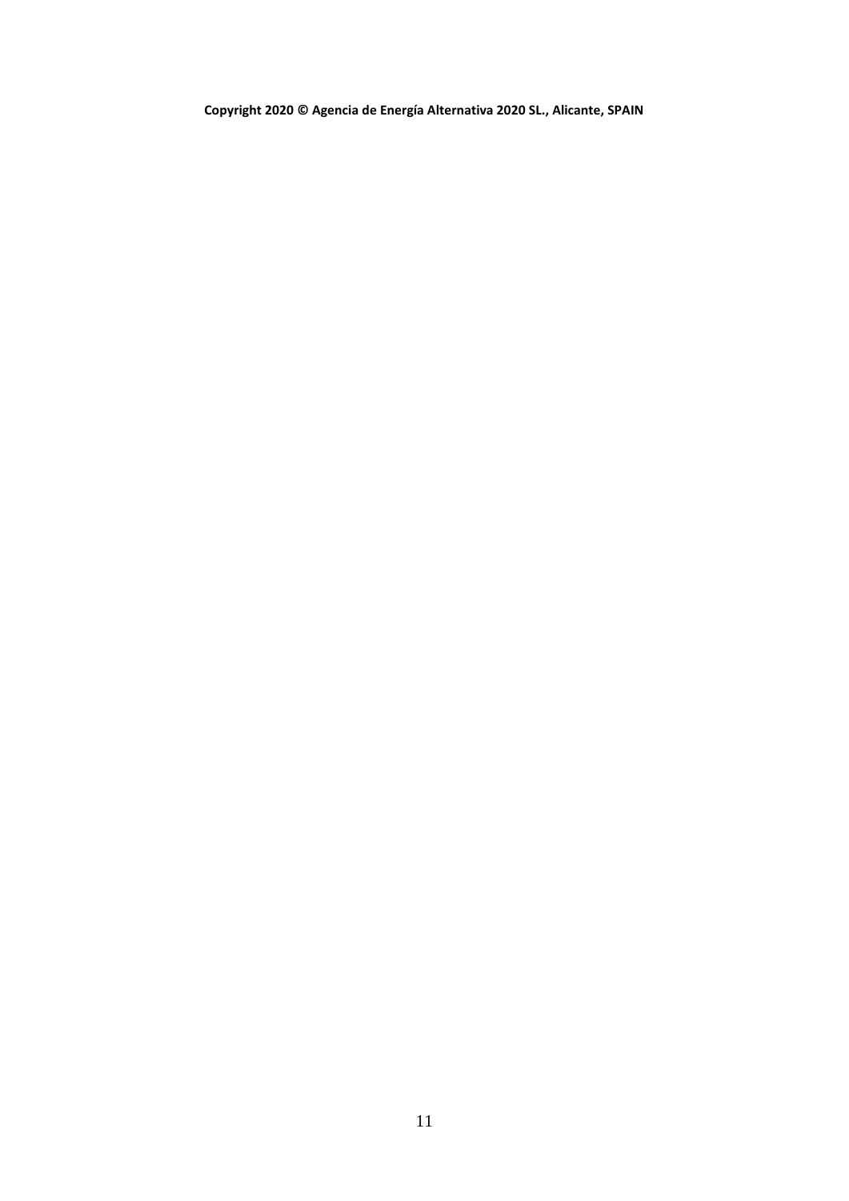**Copyright 2020 © Agencia de Energía Alternativa 2020 SL., Alicante, SPAIN**